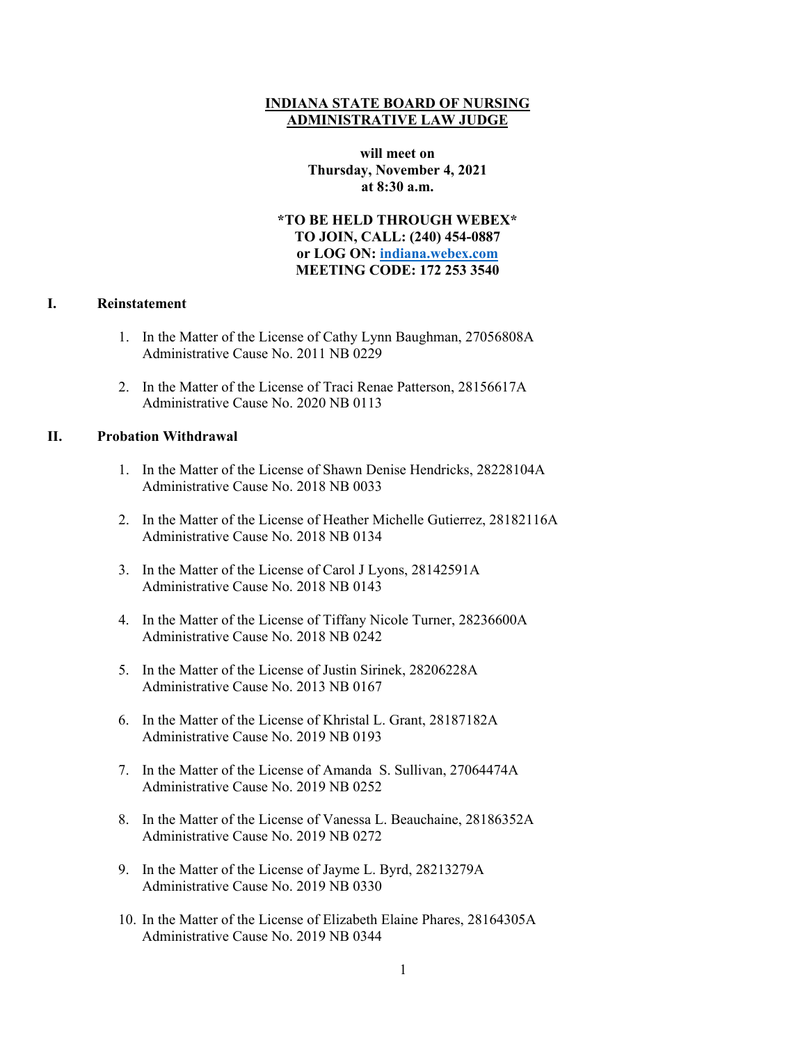# INDIANA STATE BOARD OF NURSING
# ADMINISTRATIVE LAW JUDGE

**will meet on**
**Thursday, November 4, 2021**
**at 8:30 a.m.**

**\*TO BE HELD THROUGH WEBEX\***
**TO JOIN, CALL: (240) 454-0887**
**or LOG ON: [indiana.webex.com](indiana.webex.com)**
**MEETING CODE: 172 253 3540**

## I. Reinstatement

1. In the Matter of the License of Cathy Lynn Baughman, 27056808A
   Administrative Cause No. 2011 NB 0229

2. In the Matter of the License of Traci Renae Patterson, 28156617A
   Administrative Cause No. 2020 NB 0113

## II. Probation Withdrawal

1. In the Matter of the License of Shawn Denise Hendricks, 28228104A
   Administrative Cause No. 2018 NB 0033

2. In the Matter of the License of Heather Michelle Gutierrez, 28182116A
   Administrative Cause No. 2018 NB 0134

3. In the Matter of the License of Carol J Lyons, 28142591A
   Administrative Cause No. 2018 NB 0143

4. In the Matter of the License of Tiffany Nicole Turner, 28236600A
   Administrative Cause No. 2018 NB 0242

5. In the Matter of the License of Justin Sirinek, 28206228A
   Administrative Cause No. 2013 NB 0167

6. In the Matter of the License of Khristal L. Grant, 28187182A
   Administrative Cause No. 2019 NB 0193

7. In the Matter of the License of Amanda S. Sullivan, 27064474A
   Administrative Cause No. 2019 NB 0252

8. In the Matter of the License of Vanessa L. Beauchaine, 28186352A
   Administrative Cause No. 2019 NB 0272

9. In the Matter of the License of Jayme L. Byrd, 28213279A
   Administrative Cause No. 2019 NB 0330

10. In the Matter of the License of Elizabeth Elaine Phares, 28164305A
    Administrative Cause No. 2019 NB 0344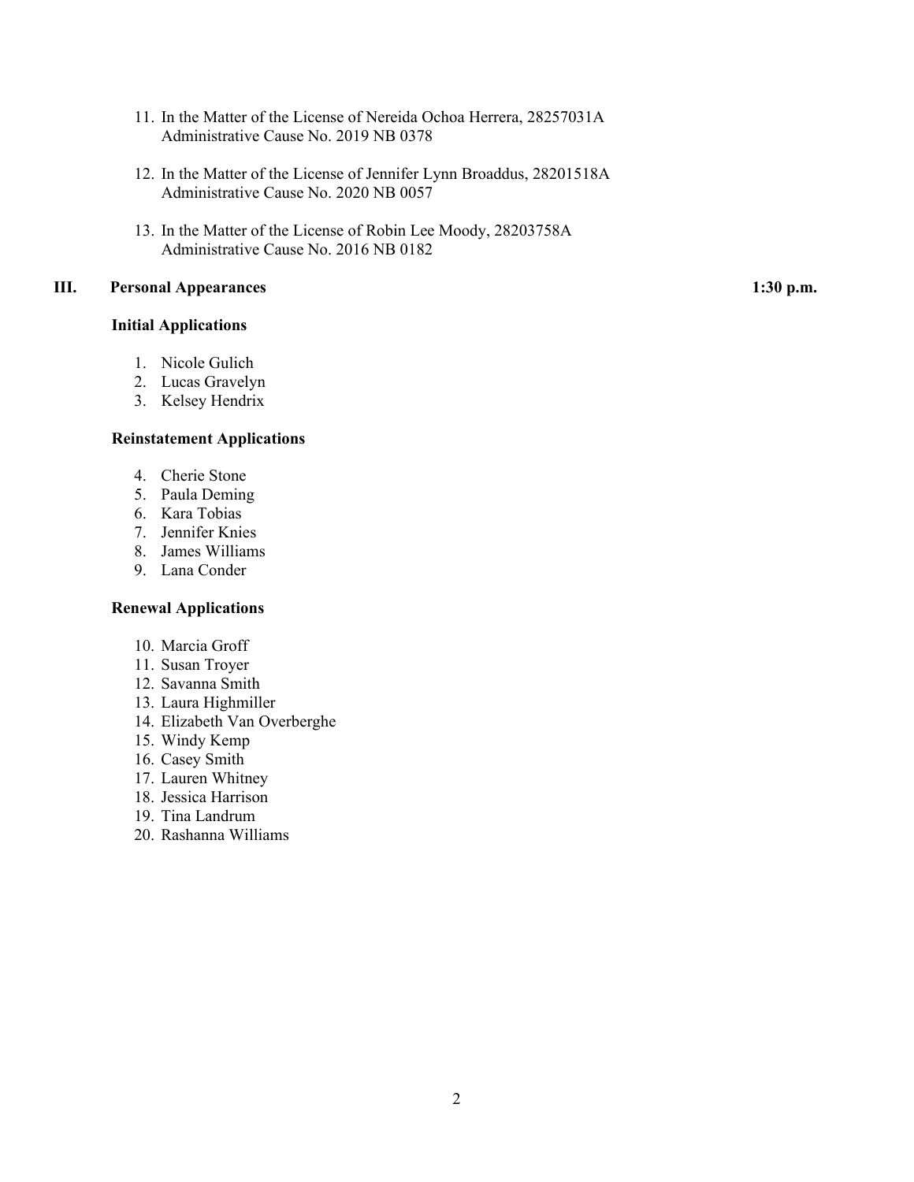11. In the Matter of the License of Nereida Ochoa Herrera, 28257031A
    Administrative Cause No. 2019 NB 0378

12. In the Matter of the License of Jennifer Lynn Broaddus, 28201518A
    Administrative Cause No. 2020 NB 0057

13. In the Matter of the License of Robin Lee Moody, 28203758A
    Administrative Cause No. 2016 NB 0182

## III. Personal Appearances — 1:30 p.m.

**Initial Applications**

1. Nicole Gulich
2. Lucas Gravelyn
3. Kelsey Hendrix

**Reinstatement Applications**

4. Cherie Stone
5. Paula Deming
6. Kara Tobias
7. Jennifer Knies
8. James Williams
9. Lana Conder

**Renewal Applications**

10. Marcia Groff
11. Susan Troyer
12. Savanna Smith
13. Laura Highmiller
14. Elizabeth Van Overberghe
15. Windy Kemp
16. Casey Smith
17. Lauren Whitney
18. Jessica Harrison
19. Tina Landrum
20. Rashanna Williams